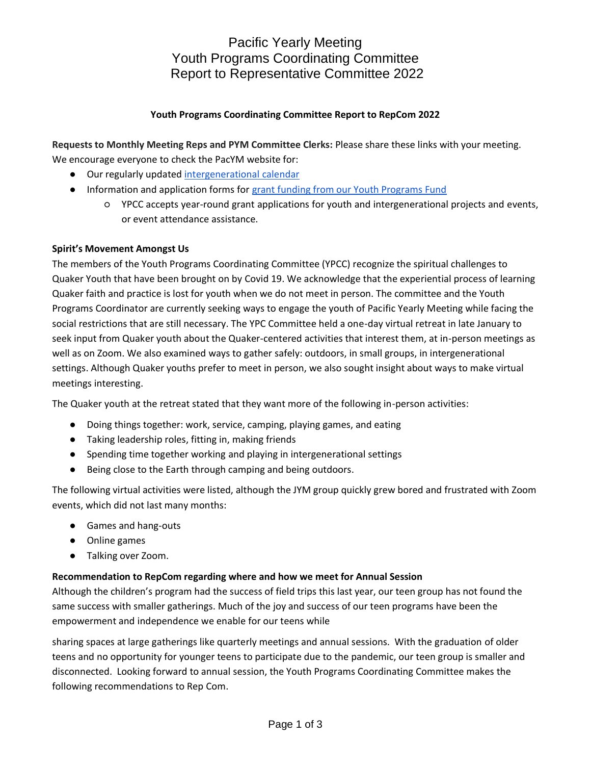# Pacific Yearly Meeting
# Youth Programs Coordinating Committee
# Report to Representative Committee 2022

**Youth Programs Coordinating Committee Report to RepCom 2022**

**Requests to Monthly Meeting Reps and PYM Committee Clerks:** Please share these links with your meeting. We encourage everyone to check the PacYM website for:

- Our regularly updated intergenerational calendar
- Information and application forms for grant funding from our Youth Programs Fund
  - YPCC accepts year-round grant applications for youth and intergenerational projects and events, or event attendance assistance.

**Spirit's Movement Amongst Us**

The members of the Youth Programs Coordinating Committee (YPCC) recognize the spiritual challenges to Quaker Youth that have been brought on by Covid 19. We acknowledge that the experiential process of learning Quaker faith and practice is lost for youth when we do not meet in person. The committee and the Youth Programs Coordinator are currently seeking ways to engage the youth of Pacific Yearly Meeting while facing the social restrictions that are still necessary. The YPC Committee held a one-day virtual retreat in late January to seek input from Quaker youth about the Quaker-centered activities that interest them, at in-person meetings as well as on Zoom. We also examined ways to gather safely: outdoors, in small groups, in intergenerational settings. Although Quaker youths prefer to meet in person, we also sought insight about ways to make virtual meetings interesting.

The Quaker youth at the retreat stated that they want more of the following in-person activities:

- Doing things together: work, service, camping, playing games, and eating
- Taking leadership roles, fitting in, making friends
- Spending time together working and playing in intergenerational settings
- Being close to the Earth through camping and being outdoors.

The following virtual activities were listed, although the JYM group quickly grew bored and frustrated with Zoom events, which did not last many months:

- Games and hang-outs
- Online games
- Talking over Zoom.

**Recommendation to RepCom regarding where and how we meet for Annual Session**

Although the children's program had the success of field trips this last year, our teen group has not found the same success with smaller gatherings. Much of the joy and success of our teen programs have been the empowerment and independence we enable for our teens while sharing spaces at large gatherings like quarterly meetings and annual sessions. With the graduation of older teens and no opportunity for younger teens to participate due to the pandemic, our teen group is smaller and disconnected. Looking forward to annual session, the Youth Programs Coordinating Committee makes the following recommendations to Rep Com.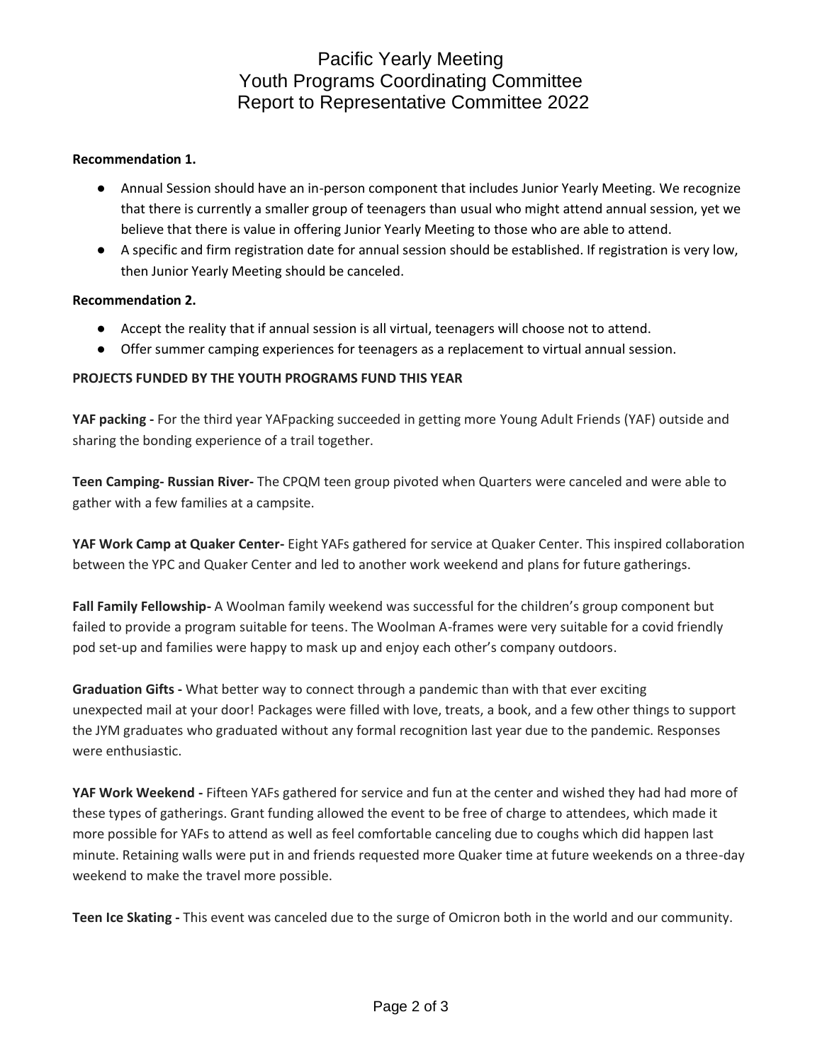# Pacific Yearly Meeting
# Youth Programs Coordinating Committee
# Report to Representative Committee 2022

**Recommendation 1.**

- Annual Session should have an in-person component that includes Junior Yearly Meeting. We recognize that there is currently a smaller group of teenagers than usual who might attend annual session, yet we believe that there is value in offering Junior Yearly Meeting to those who are able to attend.
- A specific and firm registration date for annual session should be established. If registration is very low, then Junior Yearly Meeting should be canceled.

**Recommendation 2.**

- Accept the reality that if annual session is all virtual, teenagers will choose not to attend.
- Offer summer camping experiences for teenagers as a replacement to virtual annual session.

**PROJECTS FUNDED BY THE YOUTH PROGRAMS FUND THIS YEAR**

**YAF packing -** For the third year YAFpacking succeeded in getting more Young Adult Friends (YAF) outside and sharing the bonding experience of a trail together.

**Teen Camping- Russian River-** The CPQM teen group pivoted when Quarters were canceled and were able to gather with a few families at a campsite.

**YAF Work Camp at Quaker Center-** Eight YAFs gathered for service at Quaker Center. This inspired collaboration between the YPC and Quaker Center and led to another work weekend and plans for future gatherings.

**Fall Family Fellowship-** A Woolman family weekend was successful for the children's group component but failed to provide a program suitable for teens. The Woolman A-frames were very suitable for a covid friendly pod set-up and families were happy to mask up and enjoy each other's company outdoors.

**Graduation Gifts -** What better way to connect through a pandemic than with that ever exciting unexpected mail at your door! Packages were filled with love, treats, a book, and a few other things to support the JYM graduates who graduated without any formal recognition last year due to the pandemic. Responses were enthusiastic.

**YAF Work Weekend -** Fifteen YAFs gathered for service and fun at the center and wished they had had more of these types of gatherings. Grant funding allowed the event to be free of charge to attendees, which made it more possible for YAFs to attend as well as feel comfortable canceling due to coughs which did happen last minute. Retaining walls were put in and friends requested more Quaker time at future weekends on a three-day weekend to make the travel more possible.

**Teen Ice Skating -** This event was canceled due to the surge of Omicron both in the world and our community.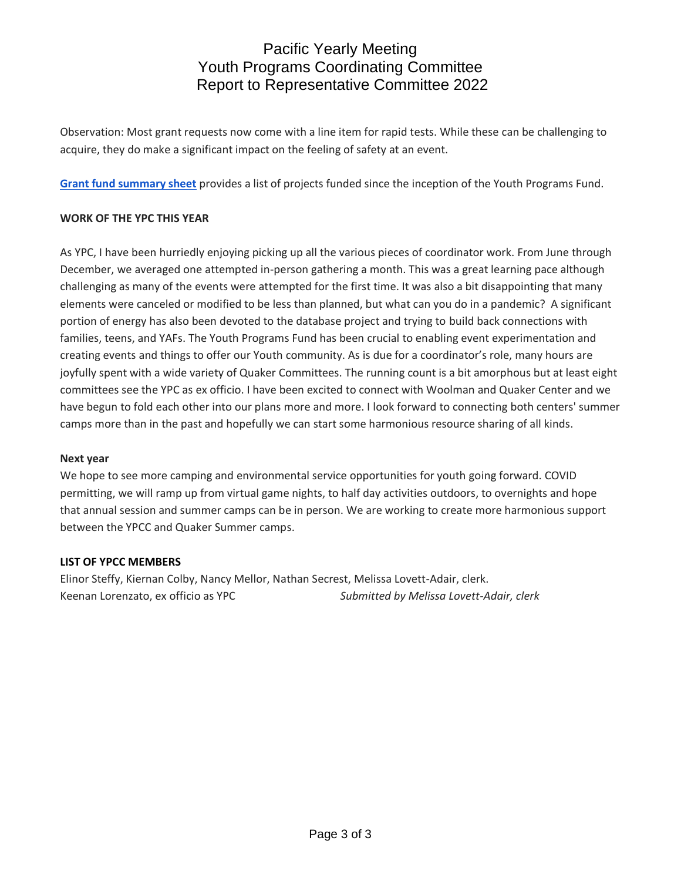# Pacific Yearly Meeting
# Youth Programs Coordinating Committee
# Report to Representative Committee 2022

Observation: Most grant requests now come with a line item for rapid tests. While these can be challenging to acquire, they do make a significant impact on the feeling of safety at an event.

**Grant fund summary sheet** provides a list of projects funded since the inception of the Youth Programs Fund.

**WORK OF THE YPC THIS YEAR**

As YPC, I have been hurriedly enjoying picking up all the various pieces of coordinator work. From June through December, we averaged one attempted in-person gathering a month. This was a great learning pace although challenging as many of the events were attempted for the first time. It was also a bit disappointing that many elements were canceled or modified to be less than planned, but what can you do in a pandemic? A significant portion of energy has also been devoted to the database project and trying to build back connections with families, teens, and YAFs. The Youth Programs Fund has been crucial to enabling event experimentation and creating events and things to offer our Youth community. As is due for a coordinator's role, many hours are joyfully spent with a wide variety of Quaker Committees. The running count is a bit amorphous but at least eight committees see the YPC as ex officio. I have been excited to connect with Woolman and Quaker Center and we have begun to fold each other into our plans more and more. I look forward to connecting both centers' summer camps more than in the past and hopefully we can start some harmonious resource sharing of all kinds.

**Next year**

We hope to see more camping and environmental service opportunities for youth going forward. COVID permitting, we will ramp up from virtual game nights, to half day activities outdoors, to overnights and hope that annual session and summer camps can be in person. We are working to create more harmonious support between the YPCC and Quaker Summer camps.

**LIST OF YPCC MEMBERS**

Elinor Steffy, Kiernan Colby, Nancy Mellor, Nathan Secrest, Melissa Lovett-Adair, clerk.
Keenan Lorenzato, ex officio as YPC

*Submitted by Melissa Lovett-Adair, clerk*